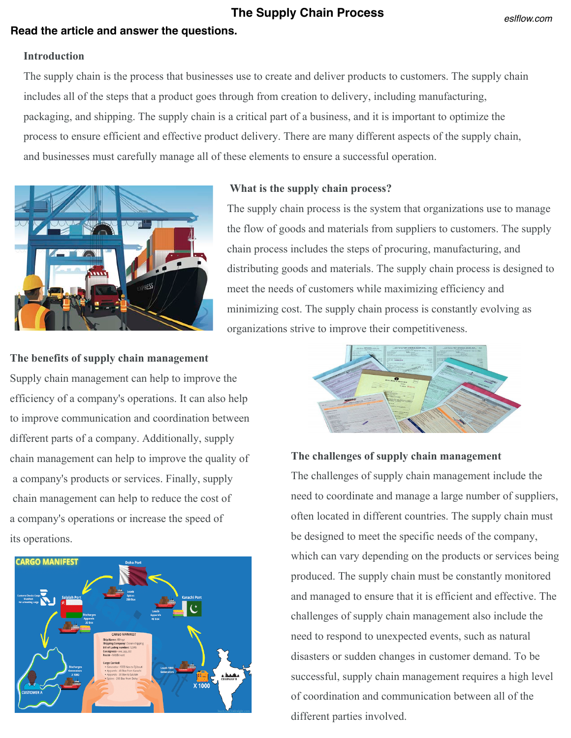# The Supply Chain Process

**Read the article and answer the questions.**

## Introduction

The supply chain is the process that businesses use to create and deliver products to customers. The supply chain includes all of the steps that a product goes through from creation to delivery, including manufacturing, packaging, and shipping. The supply chain is a critical part of a business, and it is important to optimize the process to ensure efficient and effective product delivery. There are many different aspects of the supply chain, and businesses must carefully manage all of these elements to ensure a successful operation.

## What is the supply chain process?

The supply chain process is the system that organizations use to manage the flow of goods and materials from suppliers to customers. The supply chain process includes the steps of procuring, manufacturing, and distributing goods and materials. The supply chain process is designed to meet the needs of customers while maximizing efficiency and minimizing cost. The supply chain process is constantly evolving as organizations strive to improve their competitiveness.

## The benefits of supply chain management

Supply chain management can help to improve the efficiency of a company's operations. It can also help to improve communication and coordination between different parts of a company. Additionally, supply chain management can help to improve the quality of a company's products or services. Finally, supply chain management can help to reduce the cost of a company's operations or increase the speed of its operations.

## The challenges of supply chain management

The challenges of supply chain management include the need to coordinate and manage a large number of suppliers, often located in different countries. The supply chain must be designed to meet the specific needs of the company, which can vary depending on the products or services being produced. The supply chain must be constantly monitored and managed to ensure that it is efficient and effective. The challenges of supply chain management also include the need to respond to unexpected events, such as natural disasters or sudden changes in customer demand. To be successful, supply chain management requires a high level of coordination and communication between all of the different parties involved.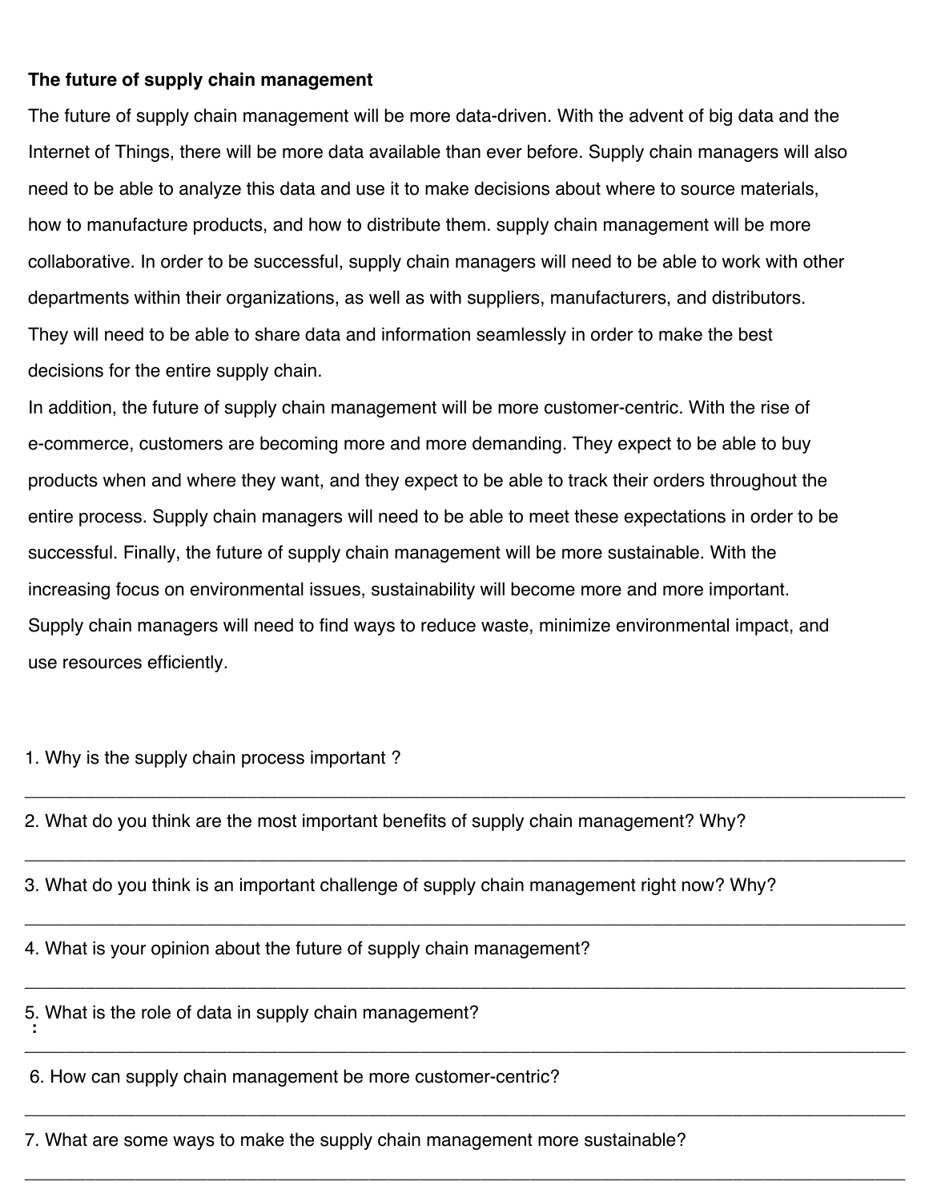**The future of supply chain management**

The future of supply chain management will be more data-driven. With the advent of big data and the Internet of Things, there will be more data available than ever before. Supply chain managers will also need to be able to analyze this data and use it to make decisions about where to source materials, how to manufacture products, and how to distribute them. supply chain management will be more collaborative. In order to be successful, supply chain managers will need to be able to work with other departments within their organizations, as well as with suppliers, manufacturers, and distributors. They will need to be able to share data and information seamlessly in order to make the best decisions for the entire supply chain.

In addition, the future of supply chain management will be more customer-centric. With the rise of e-commerce, customers are becoming more and more demanding. They expect to be able to buy products when and where they want, and they expect to be able to track their orders throughout the entire process. Supply chain managers will need to be able to meet these expectations in order to be successful. Finally, the future of supply chain management will be more sustainable. With the increasing focus on environmental issues, sustainability will become more and more important. Supply chain managers will need to find ways to reduce waste, minimize environmental impact, and use resources efficiently.

1. Why is the supply chain process important ?

______________________________________________________________________________

2. What do you think are the most important benefits of supply chain management? Why?

______________________________________________________________________________

3. What do you think is an important challenge of supply chain management right now? Why?

______________________________________________________________________________

4. What is your opinion about the future of supply chain management?

______________________________________________________________________________

5. What is the role of data in supply chain management?

______________________________________________________________________________

6. How can supply chain management be more customer-centric?

______________________________________________________________________________

7. What are some ways to make the supply chain management more sustainable?

______________________________________________________________________________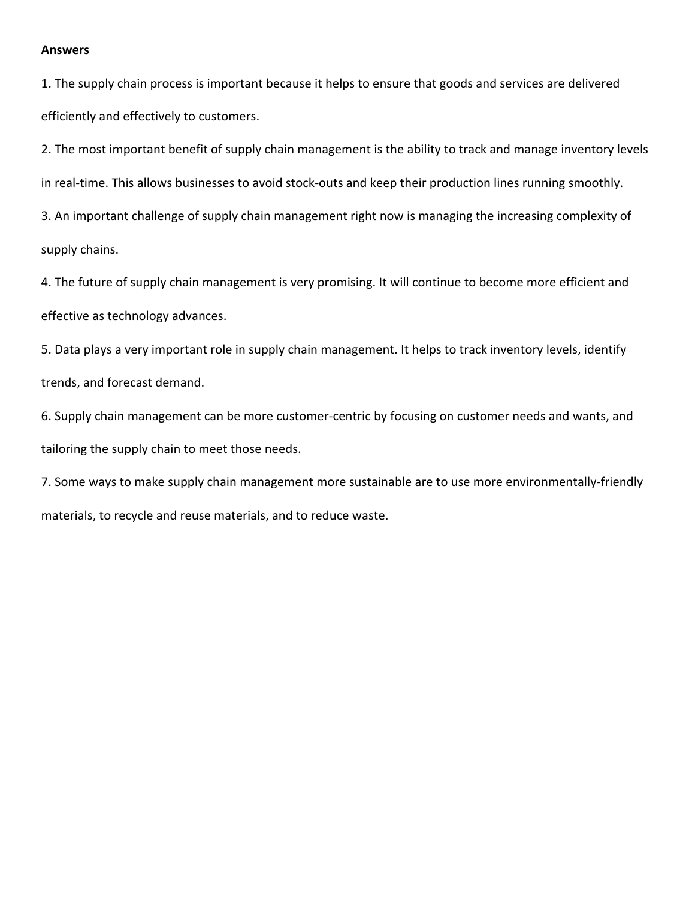**Answers**

1. The supply chain process is important because it helps to ensure that goods and services are delivered efficiently and effectively to customers.
2. The most important benefit of supply chain management is the ability to track and manage inventory levels in real-time. This allows businesses to avoid stock-outs and keep their production lines running smoothly.
3. An important challenge of supply chain management right now is managing the increasing complexity of supply chains.
4. The future of supply chain management is very promising. It will continue to become more efficient and effective as technology advances.
5. Data plays a very important role in supply chain management. It helps to track inventory levels, identify trends, and forecast demand.
6. Supply chain management can be more customer-centric by focusing on customer needs and wants, and tailoring the supply chain to meet those needs.
7. Some ways to make supply chain management more sustainable are to use more environmentally-friendly materials, to recycle and reuse materials, and to reduce waste.